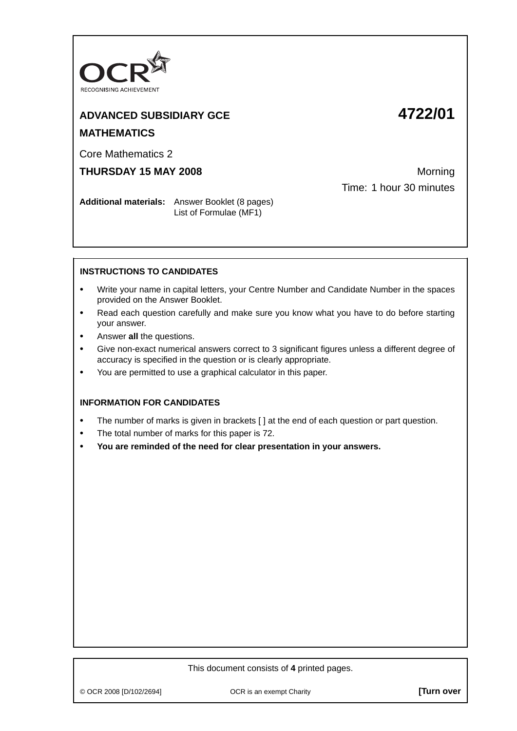OCR
RECOGNISING ACHIEVEMENT

**ADVANCED SUBSIDIARY GCE** **4722/01**

**MATHEMATICS**

Core Mathematics 2

**THURSDAY 15 MAY 2008** Morning

Time: 1 hour 30 minutes

**Additional materials:** Answer Booklet (8 pages)
List of Formulae (MF1)

**INSTRUCTIONS TO CANDIDATES**

- Write your name in capital letters, your Centre Number and Candidate Number in the spaces provided on the Answer Booklet.
- Read each question carefully and make sure you know what you have to do before starting your answer.
- Answer **all** the questions.
- Give non-exact numerical answers correct to 3 significant figures unless a different degree of accuracy is specified in the question or is clearly appropriate.
- You are permitted to use a graphical calculator in this paper.

**INFORMATION FOR CANDIDATES**

- The number of marks is given in brackets [ ] at the end of each question or part question.
- The total number of marks for this paper is 72.
- **You are reminded of the need for clear presentation in your answers.**

This document consists of **4** printed pages.

© OCR 2008 [D/102/2694] OCR is an exempt Charity **[Turn over**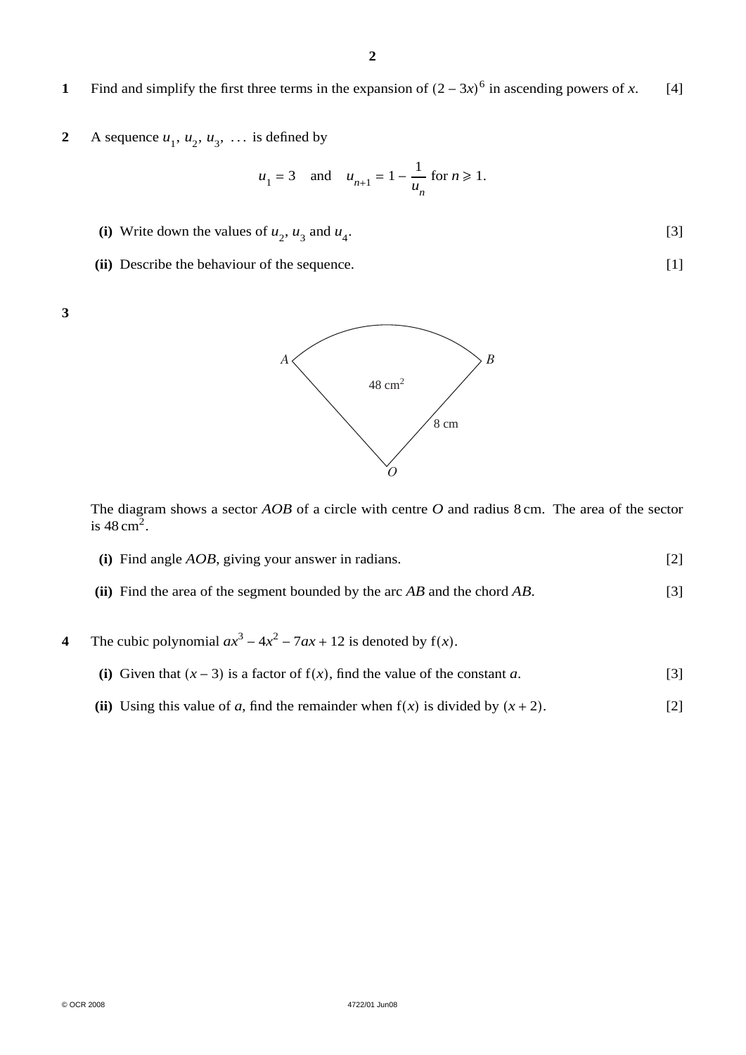**1** Find and simplify the first three terms in the expansion of $(2 - 3x)^6$ in ascending powers of $x$. [4]

**2** A sequence $u_1, u_2, u_3, \ldots$ is defined by

$$u_1 = 3 \quad \text{and} \quad u_{n+1} = 1 - \frac{1}{u_n} \text{ for } n \geqslant 1.$$

**(i)** Write down the values of $u_2$, $u_3$ and $u_4$. [3]

**(ii)** Describe the behaviour of the sequence. [1]

**3**

A, B, O, 48 cm², 8 cm

The diagram shows a sector $AOB$ of a circle with centre $O$ and radius 8 cm. The area of the sector is 48 cm².

**(i)** Find angle $AOB$, giving your answer in radians. [2]

**(ii)** Find the area of the segment bounded by the arc $AB$ and the chord $AB$. [3]

**4** The cubic polynomial $ax^3 - 4x^2 - 7ax + 12$ is denoted by $f(x)$.

**(i)** Given that $(x - 3)$ is a factor of $f(x)$, find the value of the constant $a$. [3]

**(ii)** Using this value of $a$, find the remainder when $f(x)$ is divided by $(x + 2)$. [2]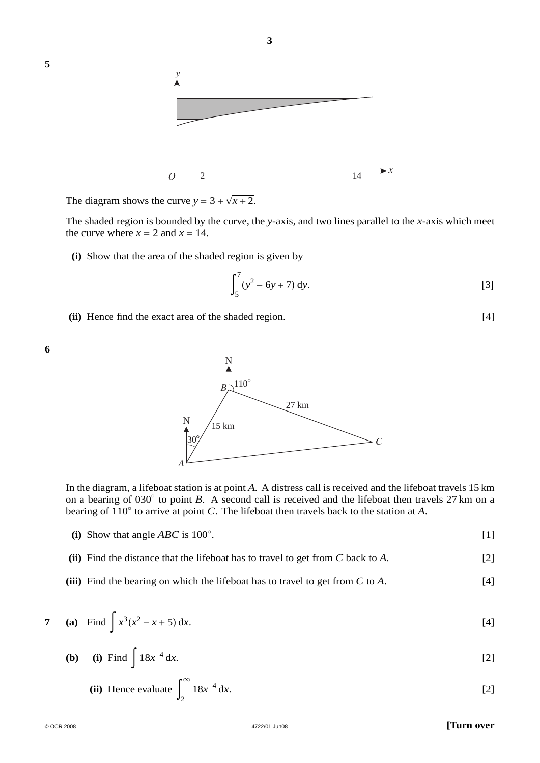**5**

The diagram shows the curve $y = 3 + \sqrt{x + 2}$.

The shaded region is bounded by the curve, the $y$-axis, and two lines parallel to the $x$-axis which meet the curve where $x = 2$ and $x = 14$.

**(i)** Show that the area of the shaded region is given by

$$\int_5^7 (y^2 - 6y + 7)\,dy.$$ [3]

**(ii)** Hence find the exact area of the shaded region. [4]

**6**

In the diagram, a lifeboat station is at point $A$. A distress call is received and the lifeboat travels 15 km on a bearing of 030° to point $B$. A second call is received and the lifeboat then travels 27 km on a bearing of 110° to arrive at point $C$. The lifeboat then travels back to the station at $A$.

**(i)** Show that angle $ABC$ is 100°. [1]

**(ii)** Find the distance that the lifeboat has to travel to get from $C$ back to $A$. [2]

**(iii)** Find the bearing on which the lifeboat has to travel to get from $C$ to $A$. [4]

**7** **(a)** Find $\int x^3(x^2 - x + 5)\,dx$. [4]

**(b)** **(i)** Find $\int 18x^{-4}\,dx$. [2]

**(ii)** Hence evaluate $\int_2^\infty 18x^{-4}\,dx$. [2]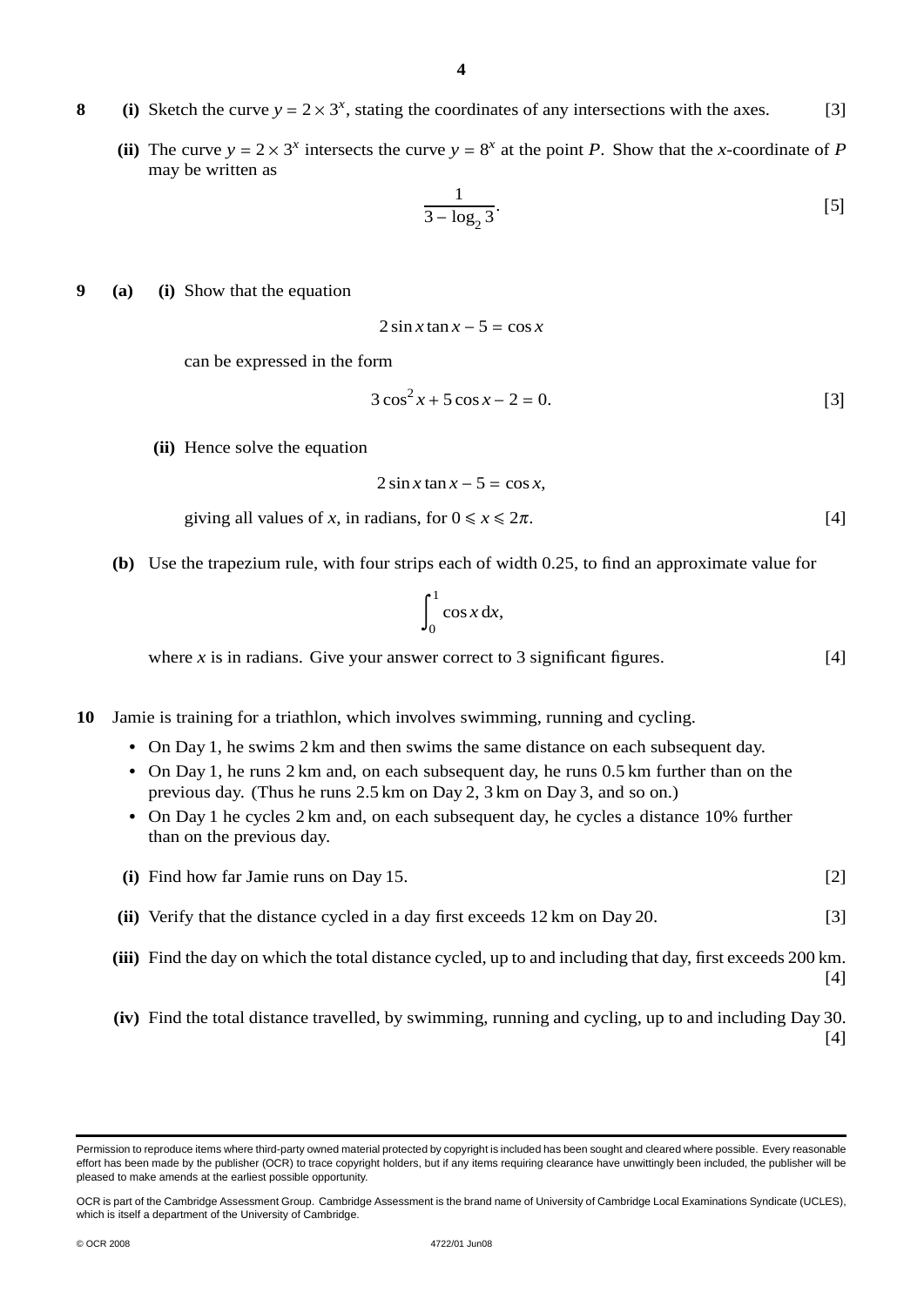**8** **(i)** Sketch the curve $y = 2 \times 3^x$, stating the coordinates of any intersections with the axes. [3]

**(ii)** The curve $y = 2 \times 3^x$ intersects the curve $y = 8^x$ at the point $P$. Show that the $x$-coordinate of $P$ may be written as

$$\frac{1}{3 - \log_2 3}.$$

[5]

**9** **(a)** **(i)** Show that the equation

$$2 \sin x \tan x - 5 = \cos x$$

can be expressed in the form

$$3 \cos^2 x + 5 \cos x - 2 = 0.$$

[3]

**(ii)** Hence solve the equation

$$2 \sin x \tan x - 5 = \cos x,$$

giving all values of $x$, in radians, for $0 \leqslant x \leqslant 2\pi$. [4]

**(b)** Use the trapezium rule, with four strips each of width 0.25, to find an approximate value for

$$\int_0^1 \cos x \, dx,$$

where $x$ is in radians. Give your answer correct to 3 significant figures. [4]

**10** Jamie is training for a triathlon, which involves swimming, running and cycling.

- On Day 1, he swims 2 km and then swims the same distance on each subsequent day.
- On Day 1, he runs 2 km and, on each subsequent day, he runs 0.5 km further than on the previous day. (Thus he runs 2.5 km on Day 2, 3 km on Day 3, and so on.)
- On Day 1 he cycles 2 km and, on each subsequent day, he cycles a distance 10% further than on the previous day.

**(i)** Find how far Jamie runs on Day 15. [2]

**(ii)** Verify that the distance cycled in a day first exceeds 12 km on Day 20. [3]

**(iii)** Find the day on which the total distance cycled, up to and including that day, first exceeds 200 km. [4]

**(iv)** Find the total distance travelled, by swimming, running and cycling, up to and including Day 30. [4]

---

Permission to reproduce items where third-party owned material protected by copyright is included has been sought and cleared where possible. Every reasonable effort has been made by the publisher (OCR) to trace copyright holders, but if any items requiring clearance have unwittingly been included, the publisher will be pleased to make amends at the earliest possible opportunity.

OCR is part of the Cambridge Assessment Group. Cambridge Assessment is the brand name of University of Cambridge Local Examinations Syndicate (UCLES), which is itself a department of the University of Cambridge.

© OCR 2008 4722/01 Jun08